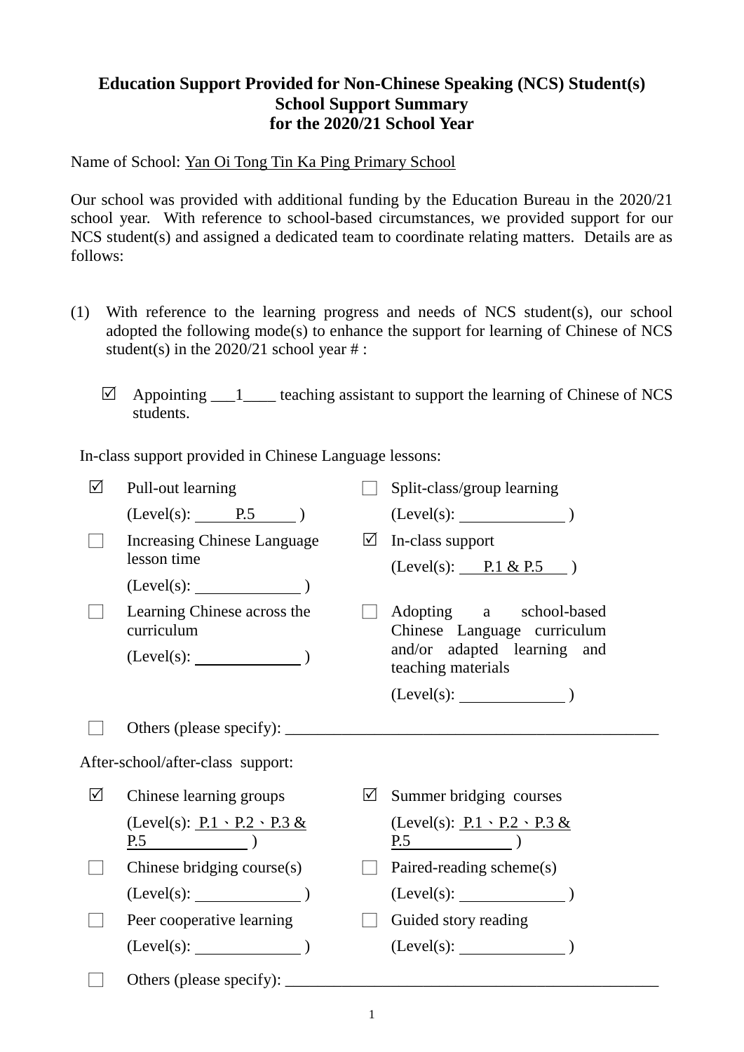# Education Support Provided for Non-Chinese Speaking (NCS) Student(s)
## School Support Summary
## for the 2020/21 School Year

Name of School: Yan Oi Tong Tin Ka Ping Primary School

Our school was provided with additional funding by the Education Bureau in the 2020/21 school year. With reference to school-based circumstances, we provided support for our NCS student(s) and assigned a dedicated team to coordinate relating matters. Details are as follows:

(1) With reference to the learning progress and needs of NCS student(s), our school adopted the following mode(s) to enhance the support for learning of Chinese of NCS student(s) in the 2020/21 school year # :

☑ Appointing ___1____ teaching assistant to support the learning of Chinese of NCS students.

In-class support provided in Chinese Language lessons:

☑ Pull-out learning (Level(s): P.5 )

☐ Split-class/group learning (Level(s): ______ )

☐ Increasing Chinese Language lesson time (Level(s): ______ )

☑ In-class support (Level(s): P.1 & P.5 )

☐ Learning Chinese across the curriculum (Level(s): ______ )

☐ Adopting a school-based Chinese Language curriculum and/or adapted learning and teaching materials (Level(s): ______ )

☐ Others (please specify): ______________________________

After-school/after-class support:

☑ Chinese learning groups (Level(s): P.1、P.2、P.3 & P.5 )

☑ Summer bridging courses (Level(s): P.1、P.2、P.3 & P.5 )

☐ Chinese bridging course(s) (Level(s): ______ )

☐ Paired-reading scheme(s) (Level(s): ______ )

☐ Peer cooperative learning (Level(s): ______ )

☐ Guided story reading (Level(s): ______ )

☐ Others (please specify): ______________________________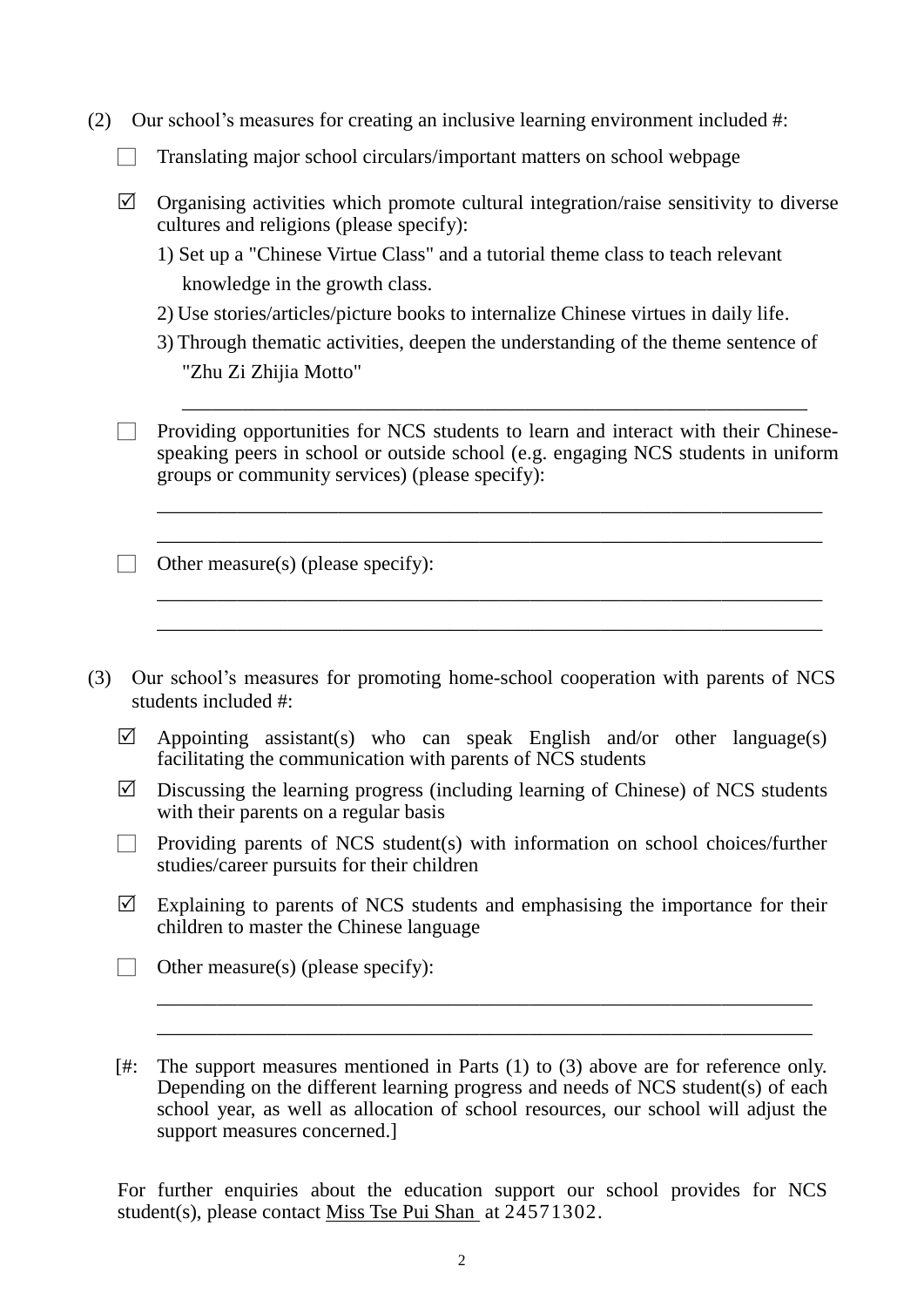(2) Our school's measures for creating an inclusive learning environment included #:

- ☐ Translating major school circulars/important matters on school webpage
- ☑ Organising activities which promote cultural integration/raise sensitivity to diverse cultures and religions (please specify):
  1) Set up a "Chinese Virtue Class" and a tutorial theme class to teach relevant knowledge in the growth class.
  2) Use stories/articles/picture books to internalize Chinese virtues in daily life.
  3) Through thematic activities, deepen the understanding of the theme sentence of "Zhu Zi Zhijia Motto"
- ☐ Providing opportunities for NCS students to learn and interact with their Chinese-speaking peers in school or outside school (e.g. engaging NCS students in uniform groups or community services) (please specify):
- ☐ Other measure(s) (please specify):

(3) Our school's measures for promoting home-school cooperation with parents of NCS students included #:

- ☑ Appointing assistant(s) who can speak English and/or other language(s) facilitating the communication with parents of NCS students
- ☑ Discussing the learning progress (including learning of Chinese) of NCS students with their parents on a regular basis
- ☐ Providing parents of NCS student(s) with information on school choices/further studies/career pursuits for their children
- ☑ Explaining to parents of NCS students and emphasising the importance for their children to master the Chinese language
- ☐ Other measure(s) (please specify):

[#: The support measures mentioned in Parts (1) to (3) above are for reference only. Depending on the different learning progress and needs of NCS student(s) of each school year, as well as allocation of school resources, our school will adjust the support measures concerned.]

For further enquiries about the education support our school provides for NCS student(s), please contact Miss Tse Pui Shan at 24571302.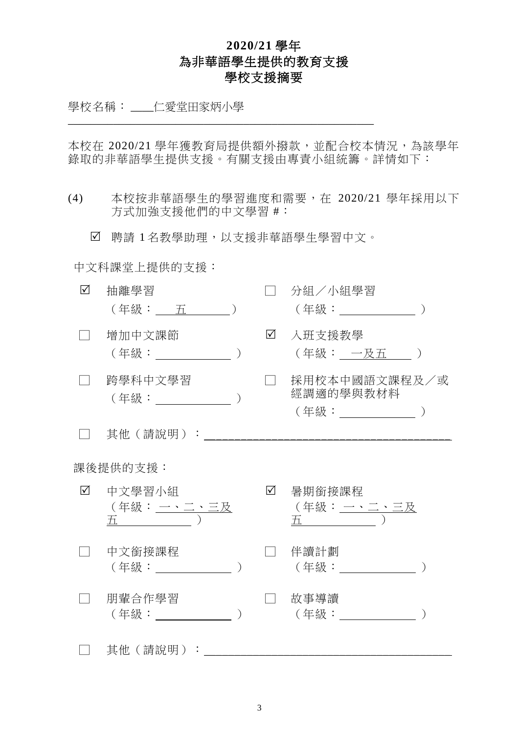# 2020/21 學年
# 為非華語學生提供的教育支援
# 學校支援摘要

學校名稱：仁愛堂田家炳小學

本校在 2020/21 學年獲教育局提供額外撥款，並配合校本情況，為該學年錄取的非華語學生提供支援。有關支援由專責小組統籌。詳情如下：

(4) 本校按非華語學生的學習進度和需要，在 2020/21 學年採用以下方式加強支援他們的中文學習 #：

☑ 聘請 1 名教學助理，以支援非華語學生學習中文。

中文科課堂上提供的支援：

- ☑ 抽離學習（年級：五）
- ☐ 分組／小組學習（年級：＿＿＿）
- ☐ 增加中文課節（年級：＿＿＿）
- ☑ 入班支援教學（年級：一及五）
- ☐ 跨學科中文學習（年級：＿＿＿）
- ☐ 採用校本中國語文課程及／或經調適的學與教材料（年級：＿＿＿）
- ☐ 其他（請說明）：＿＿＿

課後提供的支援：

- ☑ 中文學習小組（年級：一、二、三及五）
- ☑ 暑期銜接課程（年級：一、二、三及五）
- ☐ 中文銜接課程（年級：＿＿＿）
- ☐ 伴讀計劃（年級：＿＿＿）
- ☐ 朋輩合作學習（年級：＿＿＿）
- ☐ 故事導讀（年級：＿＿＿）
- ☐ 其他（請說明）：＿＿＿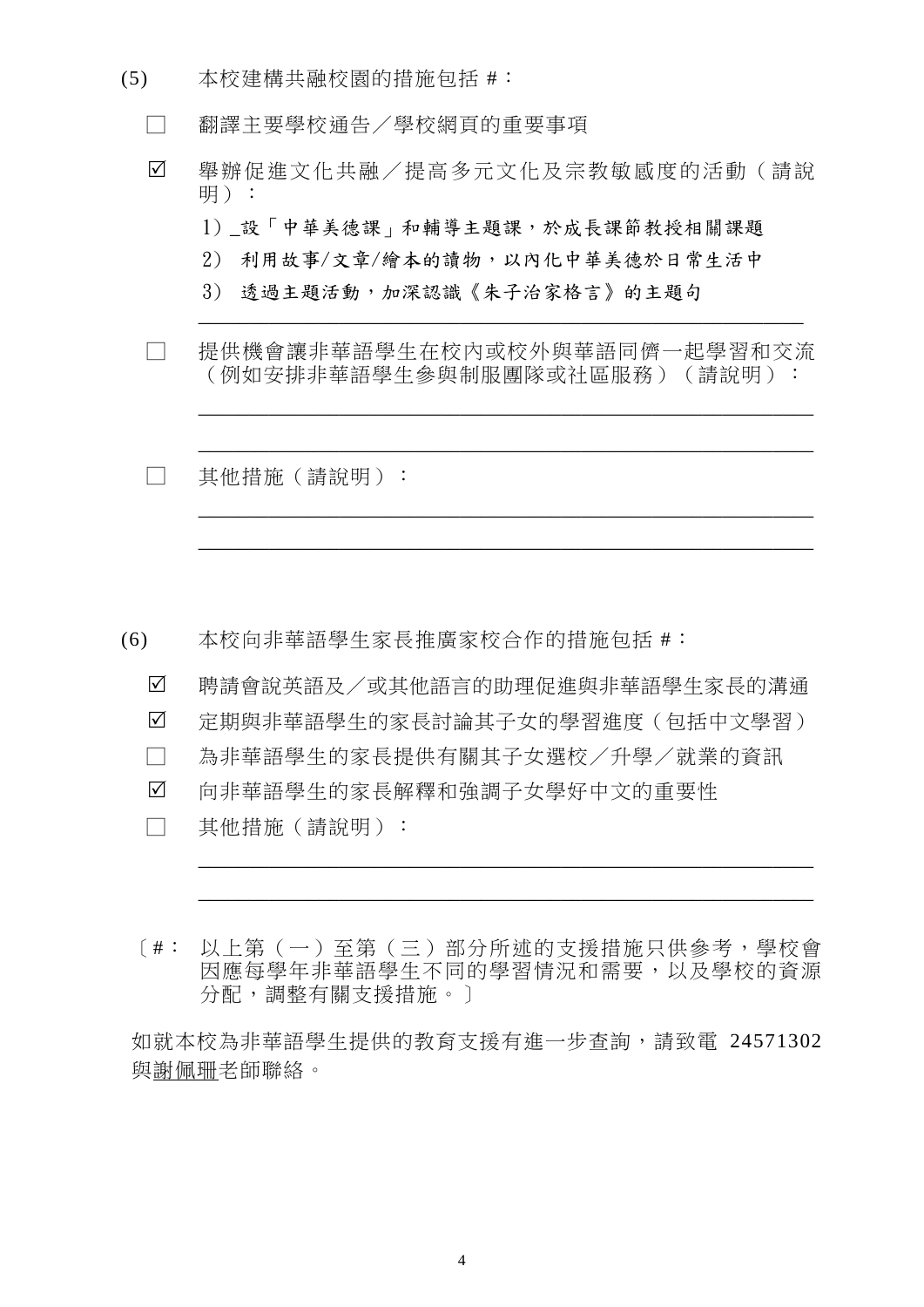(5) 本校建構共融校園的措施包括 #：

☐ 翻譯主要學校通告／學校網頁的重要事項

☑ 舉辦促進文化共融／提高多元文化及宗教敏感度的活動（請說明）：

1) 設「中華美德課」和輔導主題課，於成長課節教授相關課題

2) 利用故事/文章/繪本的讀物，以內化中華美德於日常生活中

3) 透過主題活動，加深認識《朱子治家格言》的主題句

☐ 提供機會讓非華語學生在校內或校外與華語同儕一起學習和交流（例如安排非華語學生參與制服團隊或社區服務）（請說明）：

________________________________________________

________________________________________________

☐ 其他措施（請說明）：

________________________________________________

________________________________________________

(6) 本校向非華語學生家長推廣家校合作的措施包括 #：

☑ 聘請會說英語及／或其他語言的助理促進與非華語學生家長的溝通

☑ 定期與非華語學生的家長討論其子女的學習進度（包括中文學習）

☐ 為非華語學生的家長提供有關其子女選校／升學／就業的資訊

☑ 向非華語學生的家長解釋和強調子女學好中文的重要性

☐ 其他措施（請說明）：

________________________________________________

________________________________________________

〔#：以上第（一）至第（三）部分所述的支援措施只供參考，學校會因應每學年非華語學生不同的學習情況和需要，以及學校的資源分配，調整有關支援措施。〕

如就本校為非華語學生提供的教育支援有進一步查詢，請致電 24571302 與謝佩珊老師聯絡。